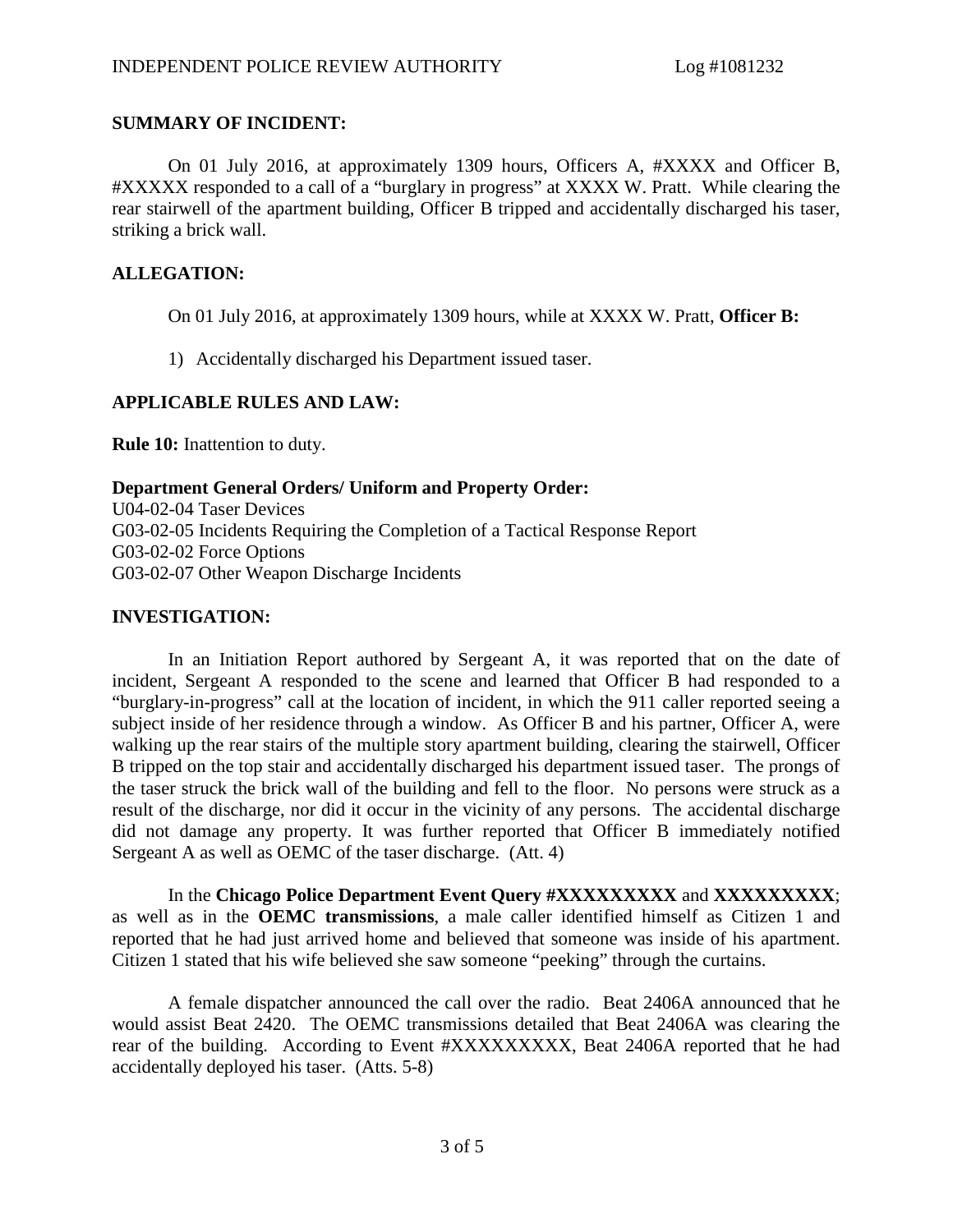## SUMMARY OF INCIDENT:

On 01 July 2016, at approximately 1309 hours, Officers A, #XXXX and Officer B, #XXXXX responded to a call of a "burglary in progress" at XXXX W. Pratt. While clearing the rear stairwell of the apartment building, Officer B tripped and accidentally discharged his taser, striking a brick wall.

## ALLEGATION:

On 01 July 2016, at approximately 1309 hours, while at XXXX W. Pratt, **Officer B:**

1) Accidentally discharged his Department issued taser.

## APPLICABLE RULES AND LAW:

**Rule 10:** Inattention to duty.

**Department General Orders/ Uniform and Property Order:**
U04-02-04 Taser Devices
G03-02-05 Incidents Requiring the Completion of a Tactical Response Report
G03-02-02 Force Options
G03-02-07 Other Weapon Discharge Incidents

## INVESTIGATION:

In an Initiation Report authored by Sergeant A, it was reported that on the date of incident, Sergeant A responded to the scene and learned that Officer B had responded to a "burglary-in-progress" call at the location of incident, in which the 911 caller reported seeing a subject inside of her residence through a window. As Officer B and his partner, Officer A, were walking up the rear stairs of the multiple story apartment building, clearing the stairwell, Officer B tripped on the top stair and accidentally discharged his department issued taser. The prongs of the taser struck the brick wall of the building and fell to the floor. No persons were struck as a result of the discharge, nor did it occur in the vicinity of any persons. The accidental discharge did not damage any property. It was further reported that Officer B immediately notified Sergeant A as well as OEMC of the taser discharge. (Att. 4)

In the **Chicago Police Department Event Query #XXXXXXXXX** and **XXXXXXXXX**; as well as in the **OEMC transmissions**, a male caller identified himself as Citizen 1 and reported that he had just arrived home and believed that someone was inside of his apartment. Citizen 1 stated that his wife believed she saw someone "peeking" through the curtains.

A female dispatcher announced the call over the radio. Beat 2406A announced that he would assist Beat 2420. The OEMC transmissions detailed that Beat 2406A was clearing the rear of the building. According to Event #XXXXXXXXX, Beat 2406A reported that he had accidentally deployed his taser. (Atts. 5-8)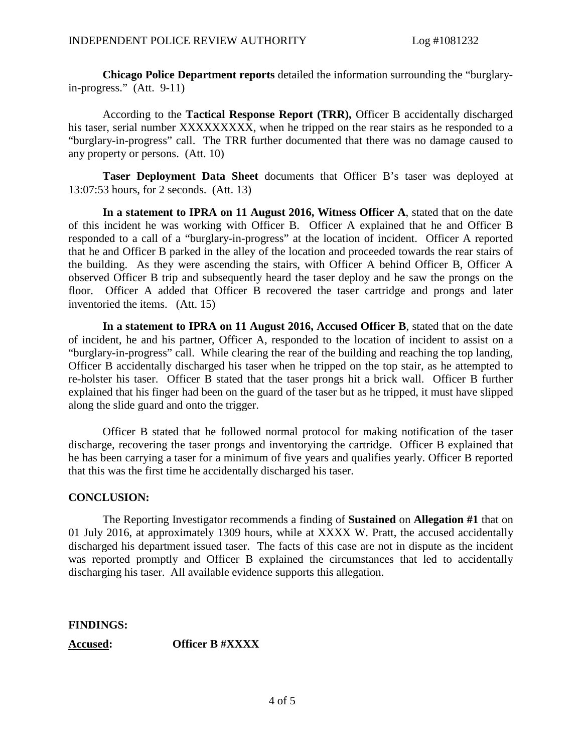**Chicago Police Department reports** detailed the information surrounding the "burglary-in-progress." (Att. 9-11)

According to the **Tactical Response Report (TRR),** Officer B accidentally discharged his taser, serial number XXXXXXXXX, when he tripped on the rear stairs as he responded to a "burglary-in-progress" call. The TRR further documented that there was no damage caused to any property or persons. (Att. 10)

**Taser Deployment Data Sheet** documents that Officer B's taser was deployed at 13:07:53 hours, for 2 seconds. (Att. 13)

**In a statement to IPRA on 11 August 2016, Witness Officer A**, stated that on the date of this incident he was working with Officer B. Officer A explained that he and Officer B responded to a call of a "burglary-in-progress" at the location of incident. Officer A reported that he and Officer B parked in the alley of the location and proceeded towards the rear stairs of the building. As they were ascending the stairs, with Officer A behind Officer B, Officer A observed Officer B trip and subsequently heard the taser deploy and he saw the prongs on the floor. Officer A added that Officer B recovered the taser cartridge and prongs and later inventoried the items. (Att. 15)

**In a statement to IPRA on 11 August 2016, Accused Officer B**, stated that on the date of incident, he and his partner, Officer A, responded to the location of incident to assist on a "burglary-in-progress" call. While clearing the rear of the building and reaching the top landing, Officer B accidentally discharged his taser when he tripped on the top stair, as he attempted to re-holster his taser. Officer B stated that the taser prongs hit a brick wall. Officer B further explained that his finger had been on the guard of the taser but as he tripped, it must have slipped along the slide guard and onto the trigger.

Officer B stated that he followed normal protocol for making notification of the taser discharge, recovering the taser prongs and inventorying the cartridge. Officer B explained that he has been carrying a taser for a minimum of five years and qualifies yearly. Officer B reported that this was the first time he accidentally discharged his taser.

**CONCLUSION:**

The Reporting Investigator recommends a finding of **Sustained** on **Allegation #1** that on 01 July 2016, at approximately 1309 hours, while at XXXX W. Pratt, the accused accidentally discharged his department issued taser. The facts of this case are not in dispute as the incident was reported promptly and Officer B explained the circumstances that led to accidentally discharging his taser. All available evidence supports this allegation.

**FINDINGS:**

**Accused:** **Officer B #XXXX**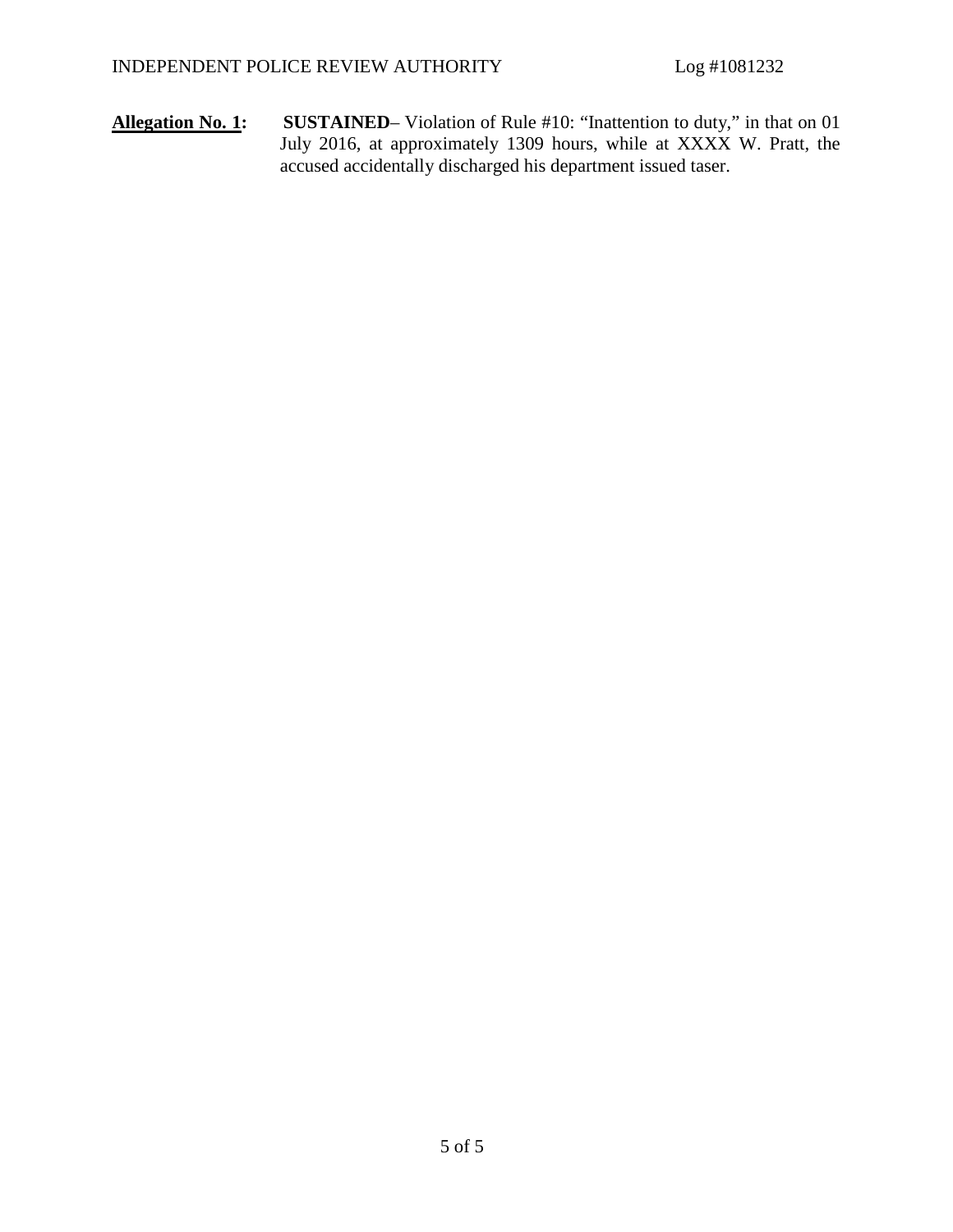**<u>Allegation No. 1</u>:** **SUSTAINED**– Violation of Rule #10: "Inattention to duty," in that on 01 July 2016, at approximately 1309 hours, while at XXXX W. Pratt, the accused accidentally discharged his department issued taser.